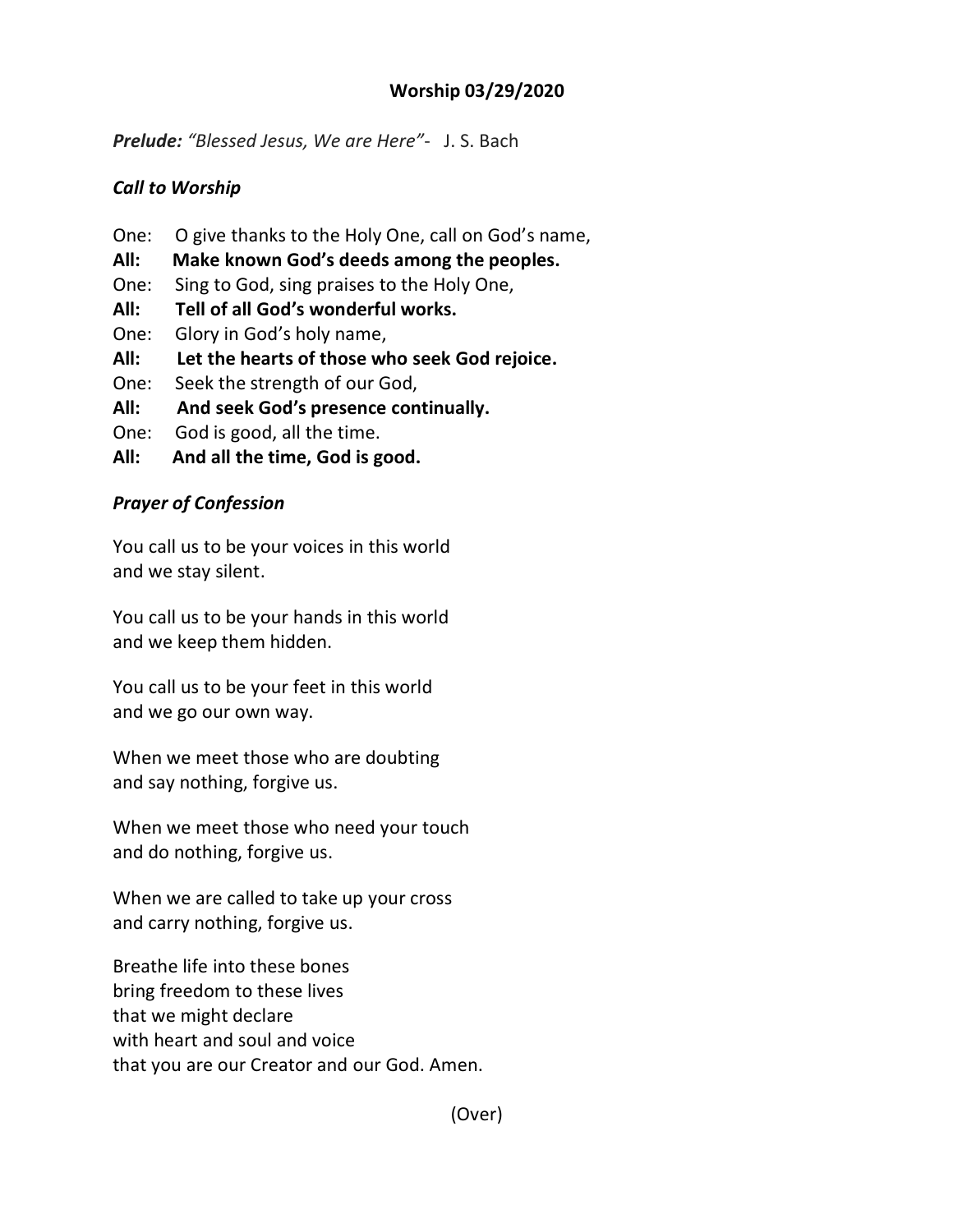# Worship 03/29/2020

***Prelude:*** *"Blessed Jesus, We are Here"*- J. S. Bach

## *Call to Worship*

One: O give thanks to the Holy One, call on God's name,
**All: Make known God's deeds among the peoples.**
One: Sing to God, sing praises to the Holy One,
**All: Tell of all God's wonderful works.**
One: Glory in God's holy name,
**All: Let the hearts of those who seek God rejoice.**
One: Seek the strength of our God,
**All: And seek God's presence continually.**
One: God is good, all the time.
**All: And all the time, God is good.**

## *Prayer of Confession*

You call us to be your voices in this world
and we stay silent.

You call us to be your hands in this world
and we keep them hidden.

You call us to be your feet in this world
and we go our own way.

When we meet those who are doubting
and say nothing, forgive us.

When we meet those who need your touch
and do nothing, forgive us.

When we are called to take up your cross
and carry nothing, forgive us.

Breathe life into these bones
bring freedom to these lives
that we might declare
with heart and soul and voice
that you are our Creator and our God. Amen.

(Over)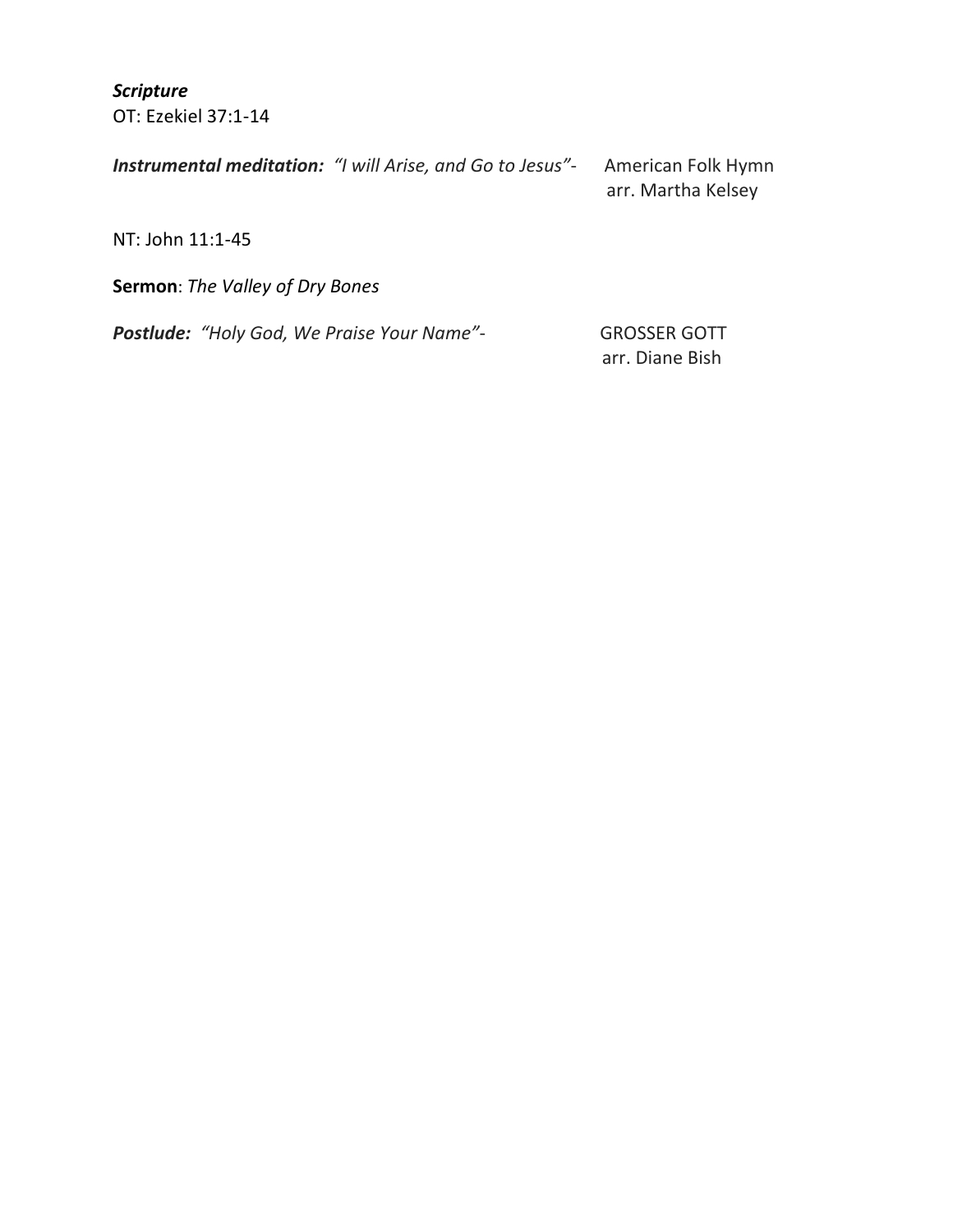***Scripture***

OT: Ezekiel 37:1-14

***Instrumental meditation:*** *"I will Arise, and Go to Jesus"*- American Folk Hymn
arr. Martha Kelsey

NT: John 11:1-45

**Sermon**: *The Valley of Dry Bones*

***Postlude:*** *"Holy God, We Praise Your Name"*- GROSSER GOTT
arr. Diane Bish